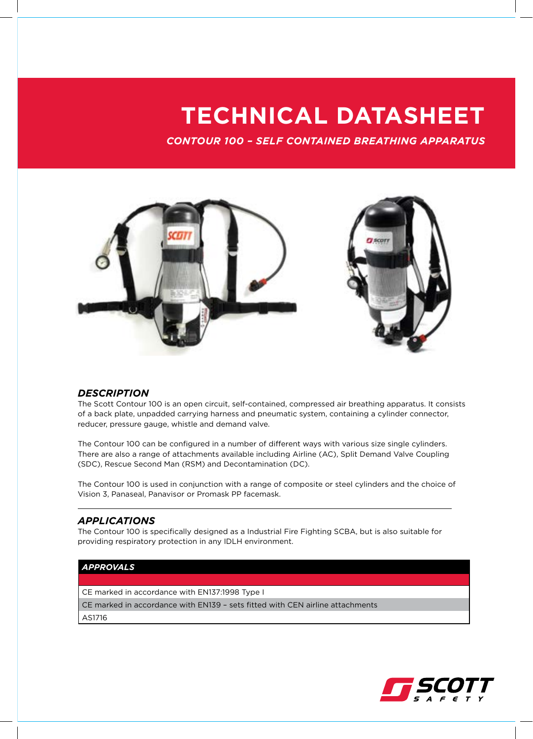# TECHNICAL DATASHEET

*CONTOUR 100 – SELF CONTAINED BREATHING APPARATUS*

## *DESCRIPTION*

The Scott Contour 100 is an open circuit, self-contained, compressed air breathing apparatus. It consists of a back plate, unpadded carrying harness and pneumatic system, containing a cylinder connector, reducer, pressure gauge, whistle and demand valve.

The Contour 100 can be configured in a number of different ways with various size single cylinders. There are also a range of attachments available including Airline (AC), Split Demand Valve Coupling (SDC), Rescue Second Man (RSM) and Decontamination (DC).

The Contour 100 is used in conjunction with a range of composite or steel cylinders and the choice of Vision 3, Panaseal, Panavisor or Promask PP facemask.

## *APPLICATIONS*

The Contour 100 is specifically designed as a Industrial Fire Fighting SCBA, but is also suitable for providing respiratory protection in any IDLH environment.

| *APPROVALS* |
| --- |
| |
| CE marked in accordance with EN137:1998 Type I |
| CE marked in accordance with EN139 – sets fitted with CEN airline attachments |
| AS1716 |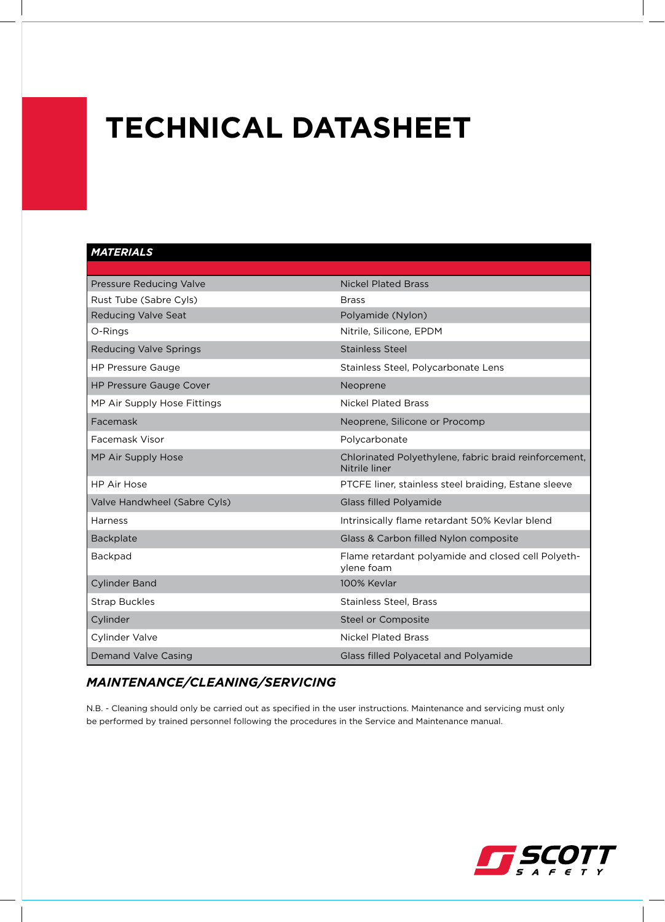# TECHNICAL DATASHEET

| MATERIALS | |
|---|---|
| Pressure Reducing Valve | Nickel Plated Brass |
| Rust Tube (Sabre Cyls) | Brass |
| Reducing Valve Seat | Polyamide (Nylon) |
| O-Rings | Nitrile, Silicone, EPDM |
| Reducing Valve Springs | Stainless Steel |
| HP Pressure Gauge | Stainless Steel, Polycarbonate Lens |
| HP Pressure Gauge Cover | Neoprene |
| MP Air Supply Hose Fittings | Nickel Plated Brass |
| Facemask | Neoprene, Silicone or Procomp |
| Facemask Visor | Polycarbonate |
| MP Air Supply Hose | Chlorinated Polyethylene, fabric braid reinforcement, Nitrile liner |
| HP Air Hose | PTCFE liner, stainless steel braiding, Estane sleeve |
| Valve Handwheel (Sabre Cyls) | Glass filled Polyamide |
| Harness | Intrinsically flame retardant 50% Kevlar blend |
| Backplate | Glass & Carbon filled Nylon composite |
| Backpad | Flame retardant polyamide and closed cell Polyethylene foam |
| Cylinder Band | 100% Kevlar |
| Strap Buckles | Stainless Steel, Brass |
| Cylinder | Steel or Composite |
| Cylinder Valve | Nickel Plated Brass |
| Demand Valve Casing | Glass filled Polyacetal and Polyamide |

## *MAINTENANCE/CLEANING/SERVICING*

N.B. - Cleaning should only be carried out as specified in the user instructions. Maintenance and servicing must only be performed by trained personnel following the procedures in the Service and Maintenance manual.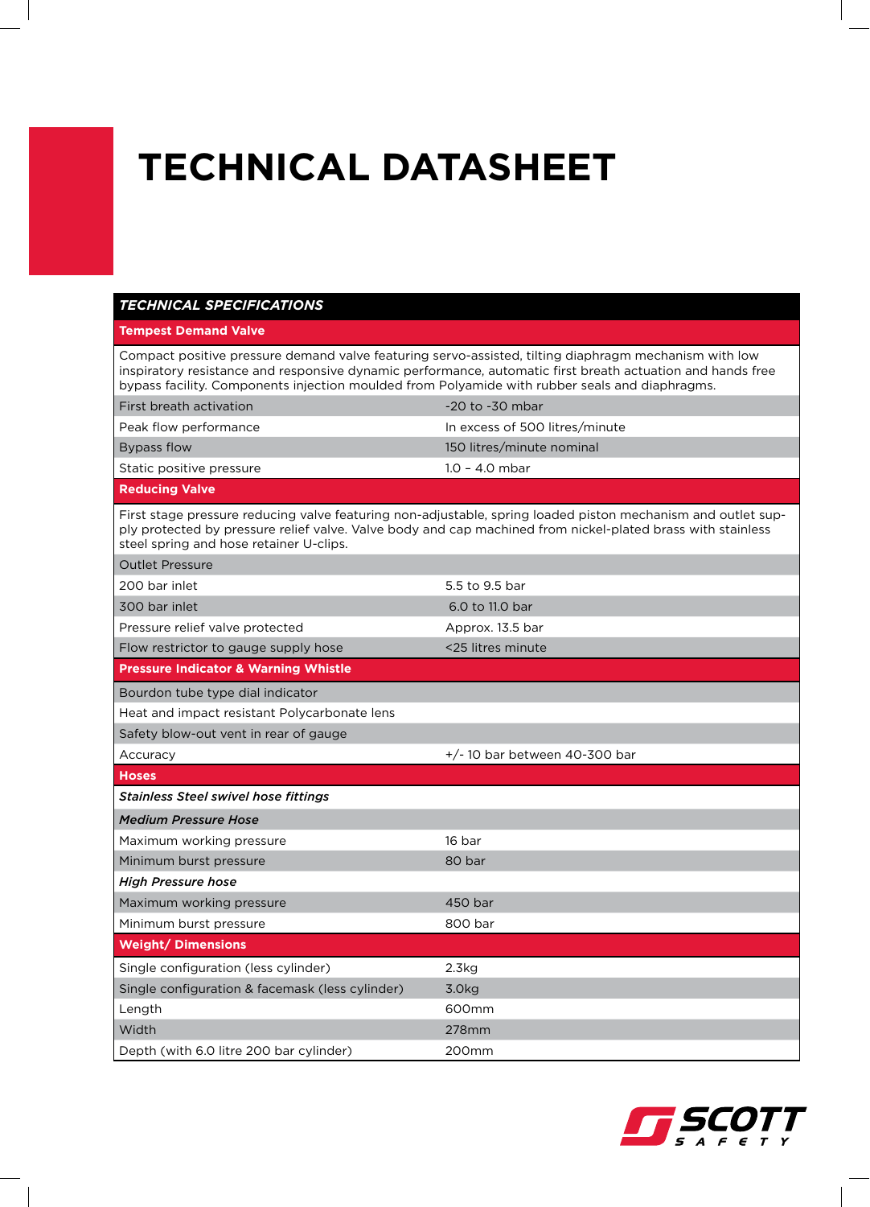# TECHNICAL DATASHEET

| TECHNICAL SPECIFICATIONS | |
|---|---|
| **Tempest Demand Valve** | |
| Compact positive pressure demand valve featuring servo-assisted, tilting diaphragm mechanism with low inspiratory resistance and responsive dynamic performance, automatic first breath actuation and hands free bypass facility. Components injection moulded from Polyamide with rubber seals and diaphragms. | |
| First breath activation | -20 to -30 mbar |
| Peak flow performance | In excess of 500 litres/minute |
| Bypass flow | 150 litres/minute nominal |
| Static positive pressure | 1.0 – 4.0 mbar |
| **Reducing Valve** | |
| First stage pressure reducing valve featuring non-adjustable, spring loaded piston mechanism and outlet supply protected by pressure relief valve. Valve body and cap machined from nickel-plated brass with stainless steel spring and hose retainer U-clips. | |
| Outlet Pressure | |
| 200 bar inlet | 5.5 to 9.5 bar |
| 300 bar inlet | 6.0 to 11.0 bar |
| Pressure relief valve protected | Approx. 13.5 bar |
| Flow restrictor to gauge supply hose | <25 litres minute |
| **Pressure Indicator & Warning Whistle** | |
| Bourdon tube type dial indicator | |
| Heat and impact resistant Polycarbonate lens | |
| Safety blow-out vent in rear of gauge | |
| Accuracy | +/- 10 bar between 40-300 bar |
| **Hoses** | |
| ***Stainless Steel swivel hose fittings*** | |
| ***Medium Pressure Hose*** | |
| Maximum working pressure | 16 bar |
| Minimum burst pressure | 80 bar |
| ***High Pressure hose*** | |
| Maximum working pressure | 450 bar |
| Minimum burst pressure | 800 bar |
| **Weight/ Dimensions** | |
| Single configuration (less cylinder) | 2.3kg |
| Single configuration & facemask (less cylinder) | 3.0kg |
| Length | 600mm |
| Width | 278mm |
| Depth (with 6.0 litre 200 bar cylinder) | 200mm |

SCOTT SAFETY